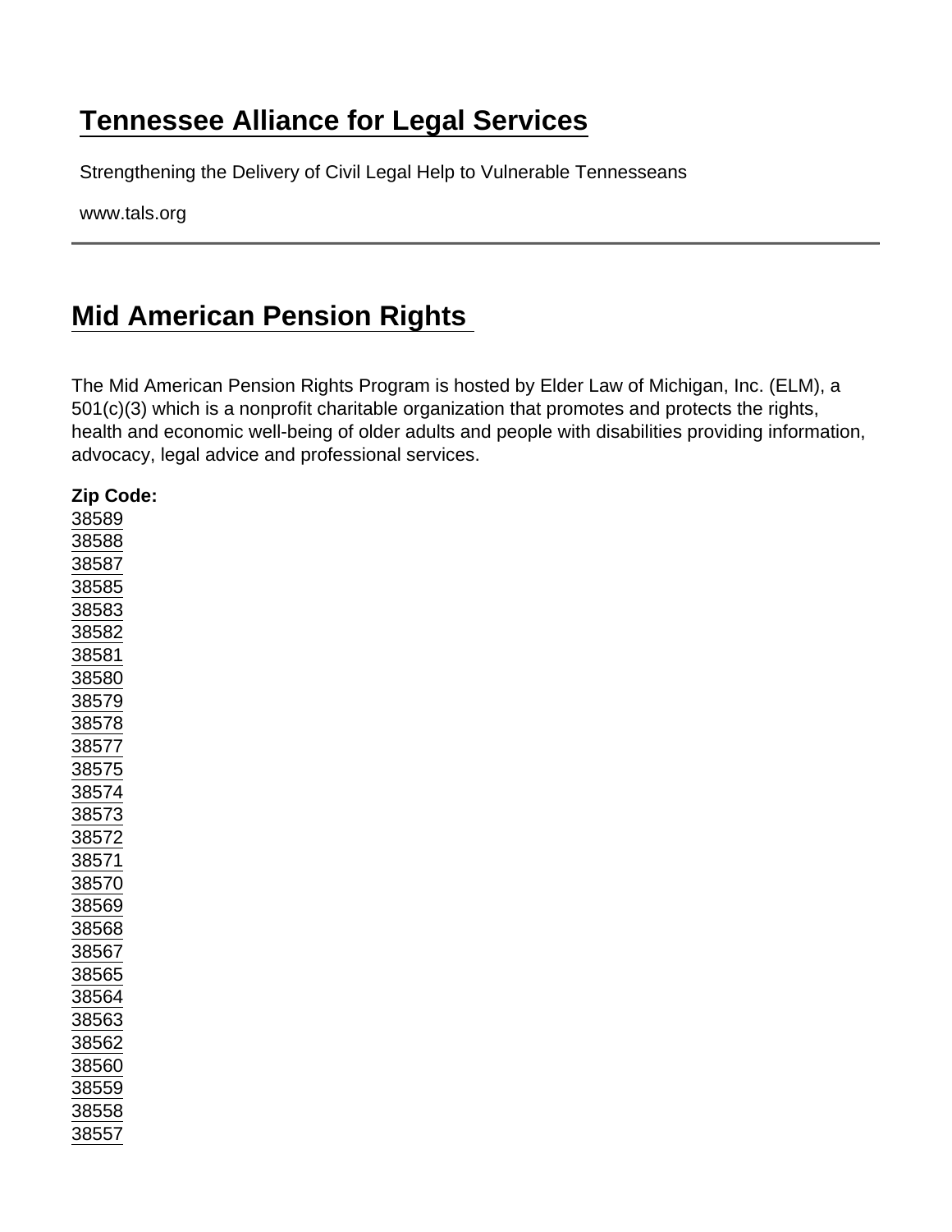# Tennessee Alliance for Legal Services

Strengthening the Delivery of Civil Legal Help to Vulnerable Tennesseans

www.tals.org

## Mid American Pension Rights

The Mid American Pension Rights Program is hosted by Elder Law of Michigan, Inc. (ELM), a 501(c)(3) which is a nonprofit charitable organization that promotes and protects the rights, health and economic well-being of older adults and people with disabilities providing information, advocacy, legal advice and professional services.

**Zip Code:**
38589
38588
38587
38585
38583
38582
38581
38580
38579
38578
38577
38575
38574
38573
38572
38571
38570
38569
38568
38567
38565
38564
38563
38562
38560
38559
38558
38557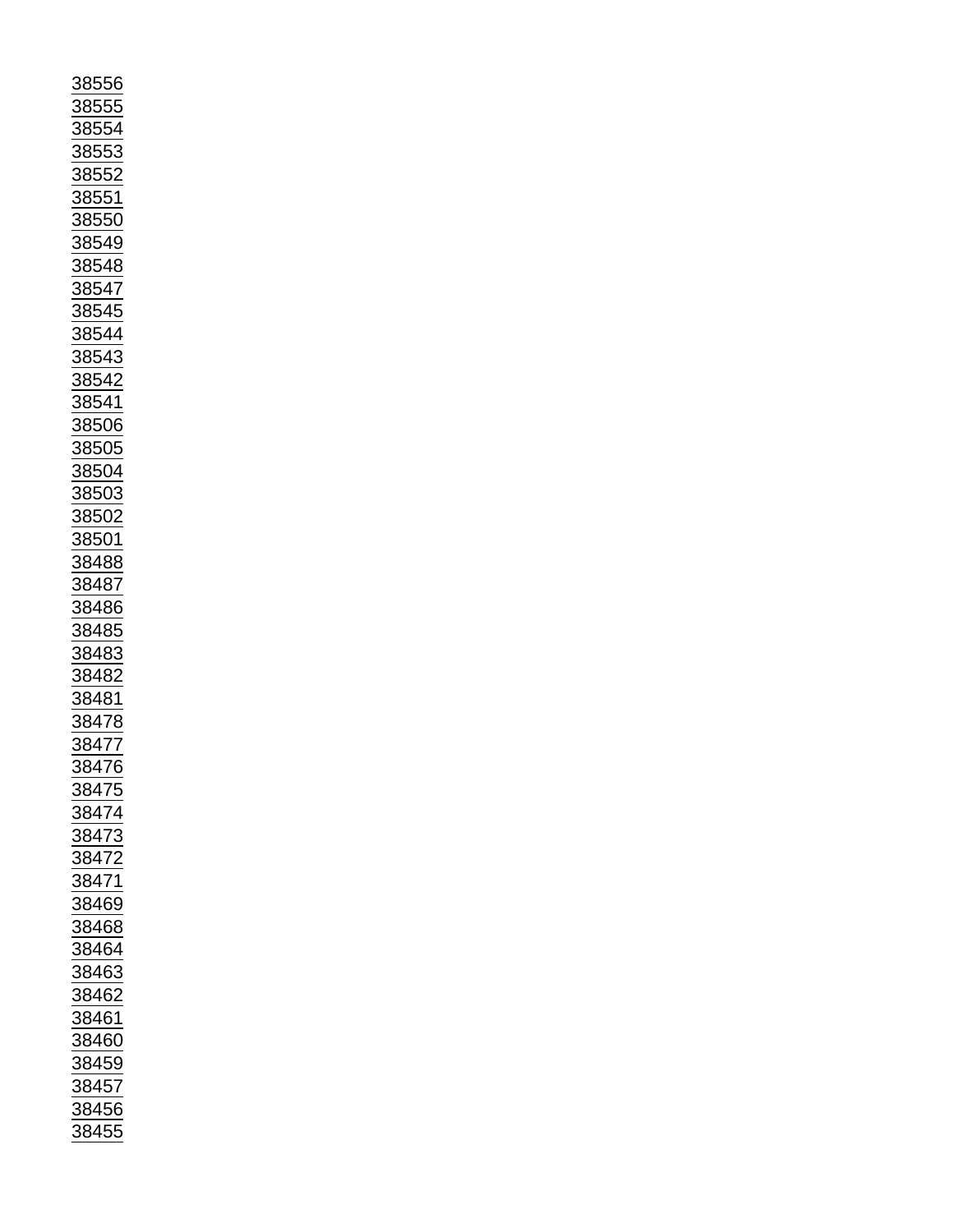38556
38555
38554
38553
38552
38551
38550
38549
38548
38547
38545
38544
38543
38542
38541
38506
38505
38504
38503
38502
38501
38488
38487
38486
38485
38483
38482
38481
38478
38477
38476
38475
38474
38473
38472
38471
38469
38468
38464
38463
38462
38461
38460
38459
38457
38456
38455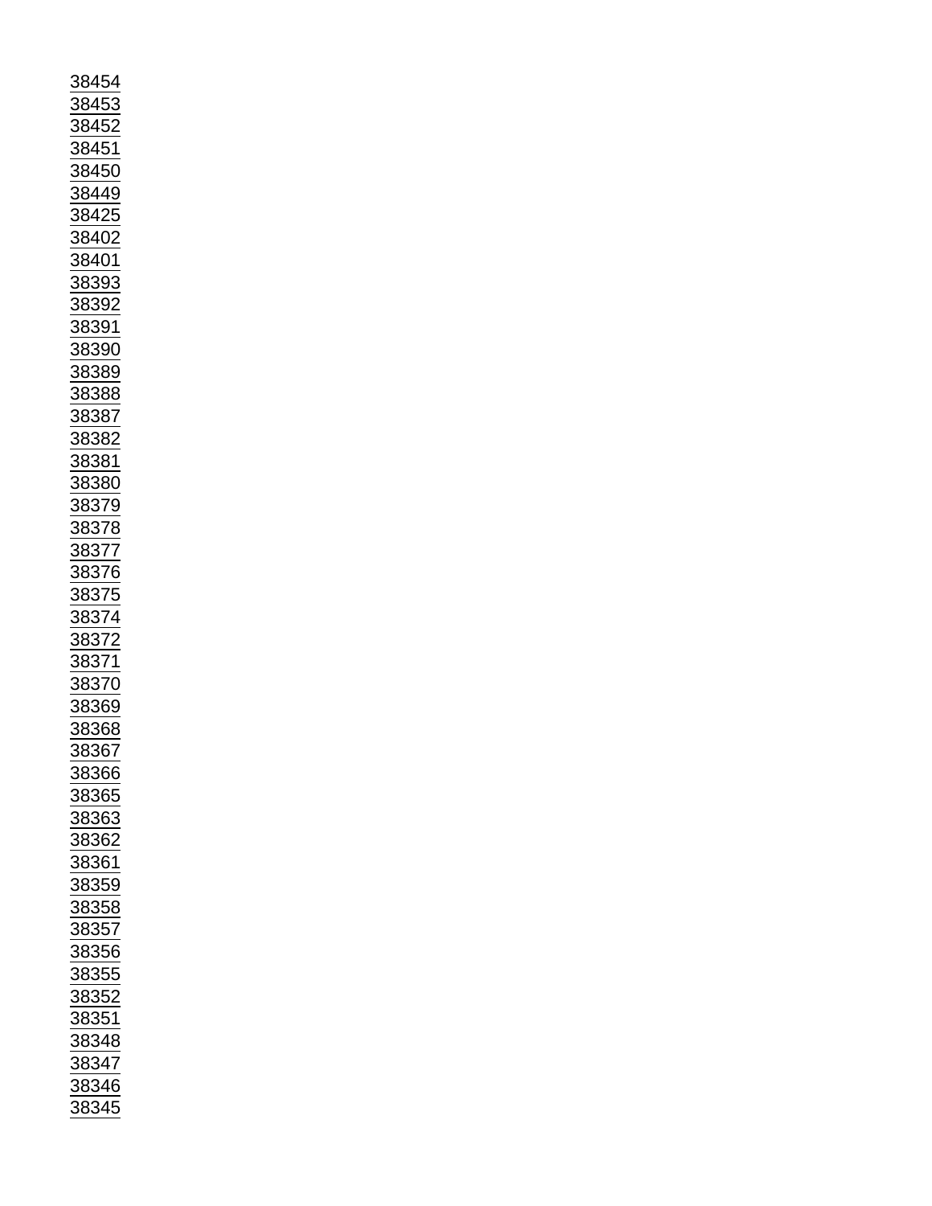38454
38453
38452
38451
38450
38449
38425
38402
38401
38393
38392
38391
38390
38389
38388
38387
38382
38381
38380
38379
38378
38377
38376
38375
38374
38372
38371
38370
38369
38368
38367
38366
38365
38363
38362
38361
38359
38358
38357
38356
38355
38352
38351
38348
38347
38346
38345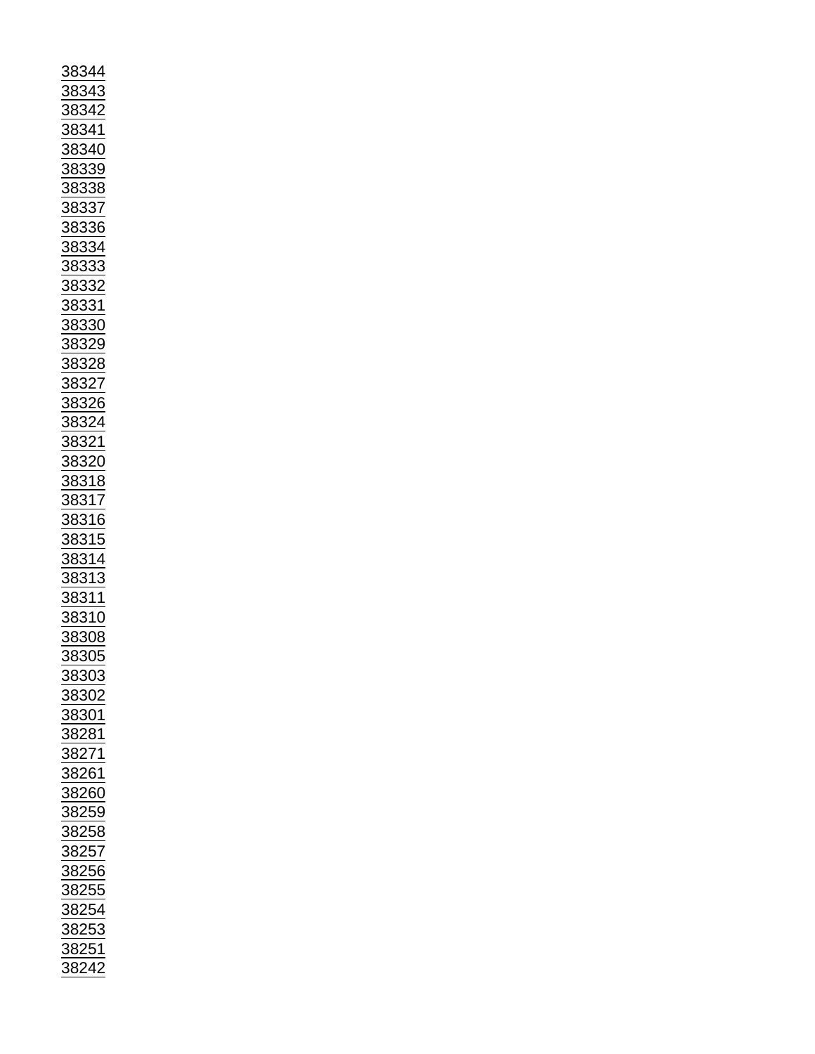38344
38343
38342
38341
38340
38339
38338
38337
38336
38334
38333
38332
38331
38330
38329
38328
38327
38326
38324
38321
38320
38318
38317
38316
38315
38314
38313
38311
38310
38308
38305
38303
38302
38301
38281
38271
38261
38260
38259
38258
38257
38256
38255
38254
38253
38251
38242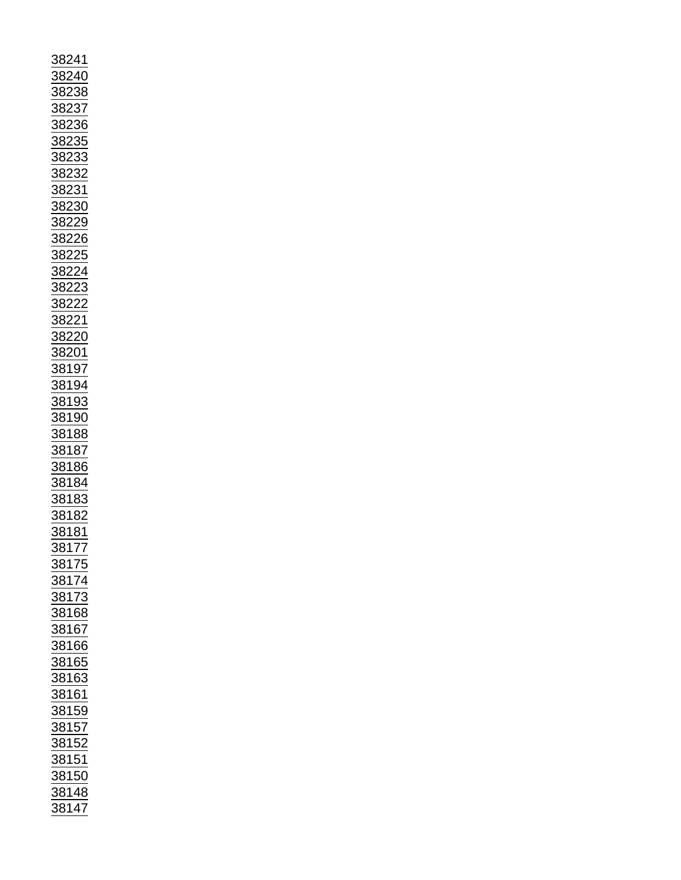38241
38240
38238
38237
38236
38235
38233
38232
38231
38230
38229
38226
38225
38224
38223
38222
38221
38220
38201
38197
38194
38193
38190
38188
38187
38186
38184
38183
38182
38181
38177
38175
38174
38173
38168
38167
38166
38165
38163
38161
38159
38157
38152
38151
38150
38148
38147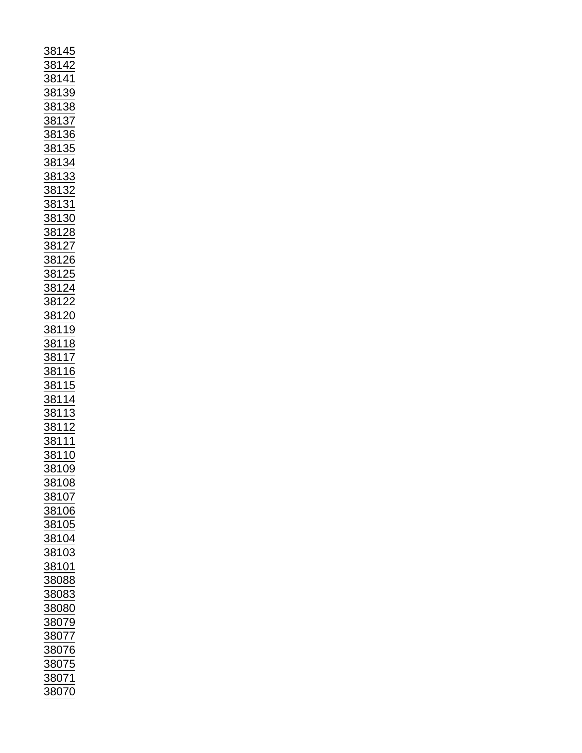38145
38142
38141
38139
38138
38137
38136
38135
38134
38133
38132
38131
38130
38128
38127
38126
38125
38124
38122
38120
38119
38118
38117
38116
38115
38114
38113
38112
38111
38110
38109
38108
38107
38106
38105
38104
38103
38101
38088
38083
38080
38079
38077
38076
38075
38071
38070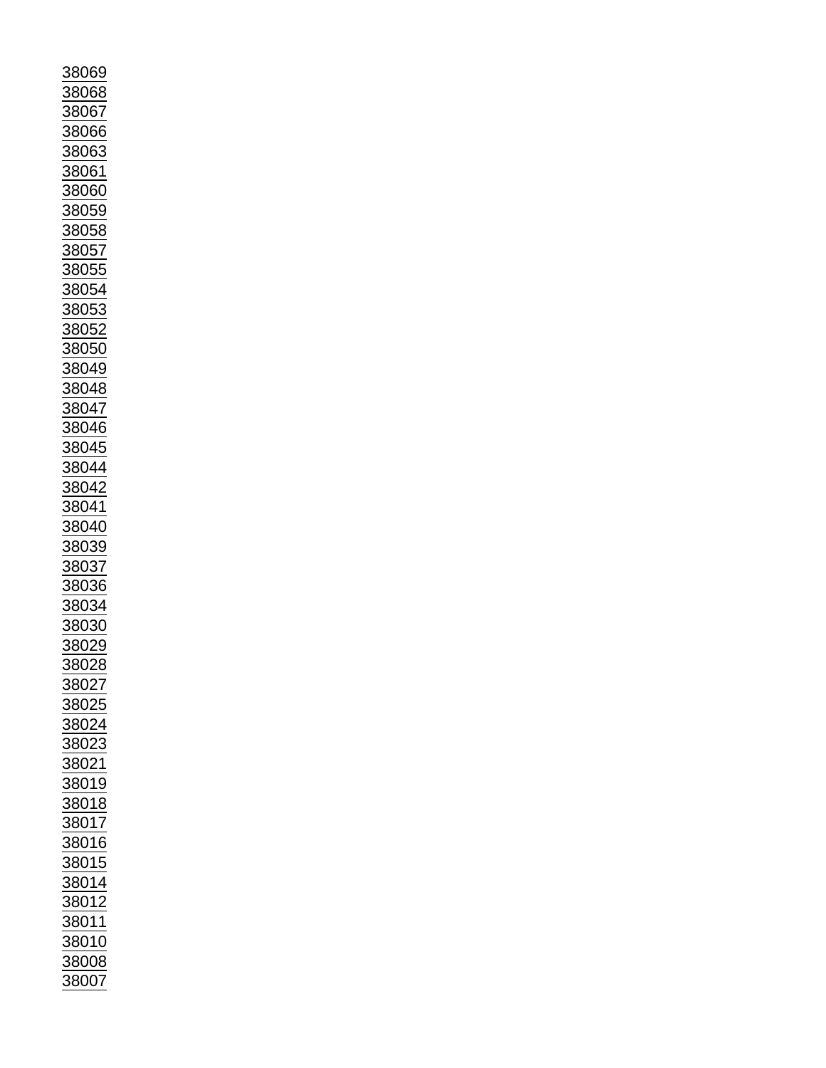38069
38068
38067
38066
38063
38061
38060
38059
38058
38057
38055
38054
38053
38052
38050
38049
38048
38047
38046
38045
38044
38042
38041
38040
38039
38037
38036
38034
38030
38029
38028
38027
38025
38024
38023
38021
38019
38018
38017
38016
38015
38014
38012
38011
38010
38008
38007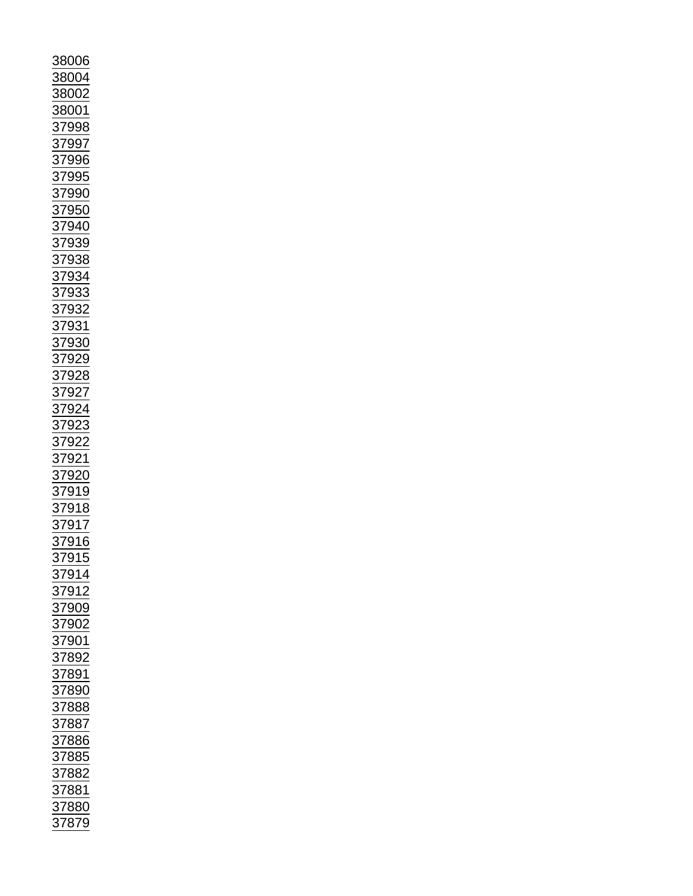38006
38004
38002
38001
37998
37997
37996
37995
37990
37950
37940
37939
37938
37934
37933
37932
37931
37930
37929
37928
37927
37924
37923
37922
37921
37920
37919
37918
37917
37916
37915
37914
37912
37909
37902
37901
37892
37891
37890
37888
37887
37886
37885
37882
37881
37880
37879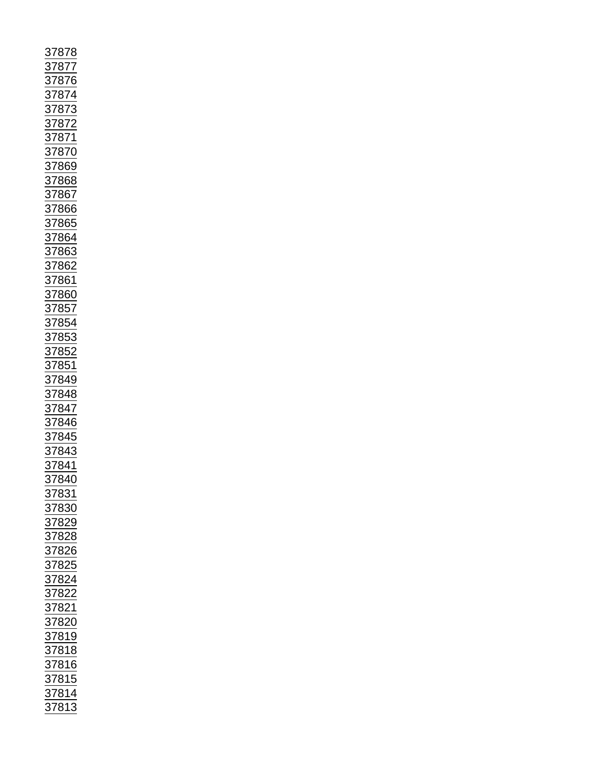37878
37877
37876
37874
37873
37872
37871
37870
37869
37868
37867
37866
37865
37864
37863
37862
37861
37860
37857
37854
37853
37852
37851
37849
37848
37847
37846
37845
37843
37841
37840
37831
37830
37829
37828
37826
37825
37824
37822
37821
37820
37819
37818
37816
37815
37814
37813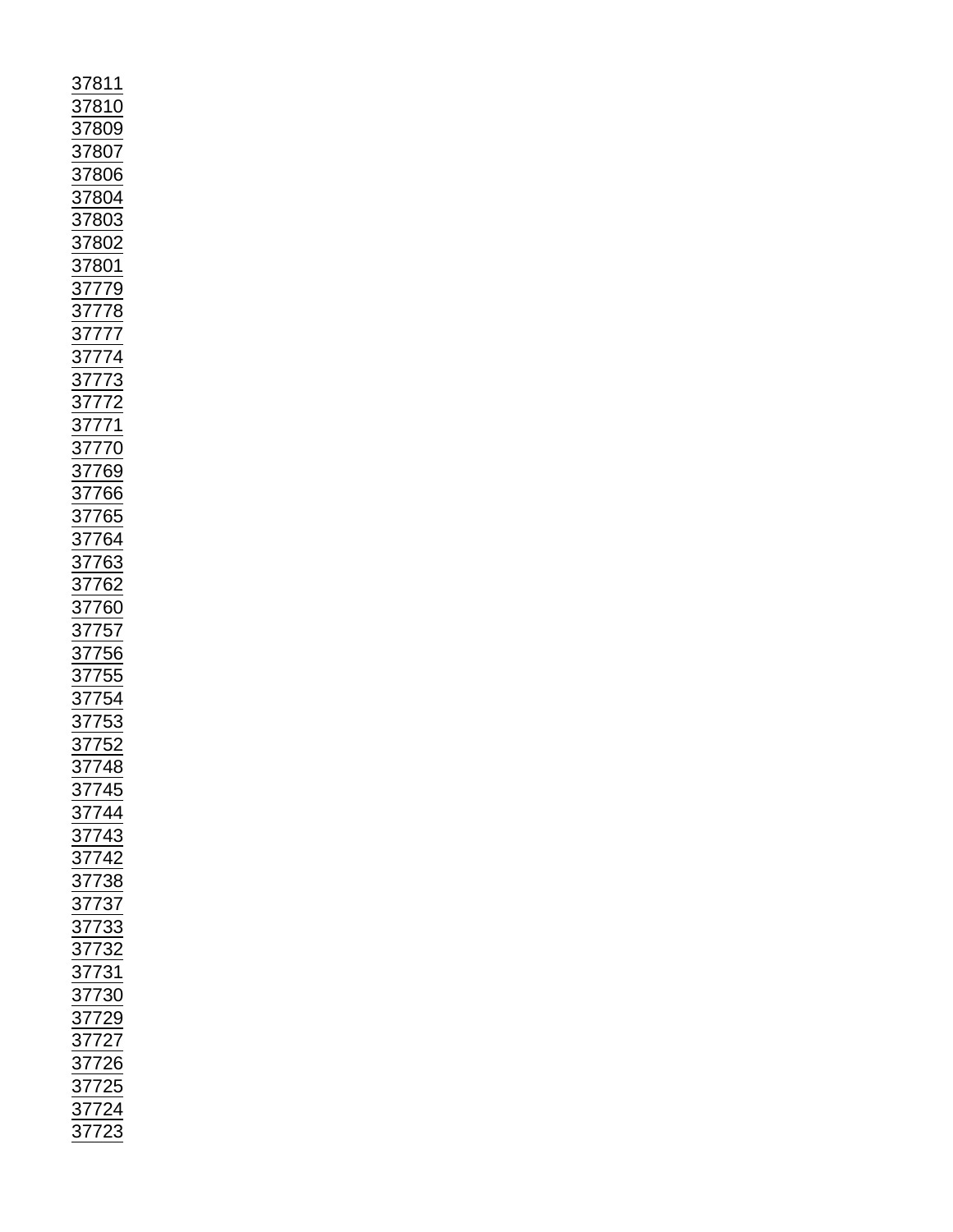37811
37810
37809
37807
37806
37804
37803
37802
37801
37779
37778
37777
37774
37773
37772
37771
37770
37769
37766
37765
37764
37763
37762
37760
37757
37756
37755
37754
37753
37752
37748
37745
37744
37743
37742
37738
37737
37733
37732
37731
37730
37729
37727
37726
37725
37724
37723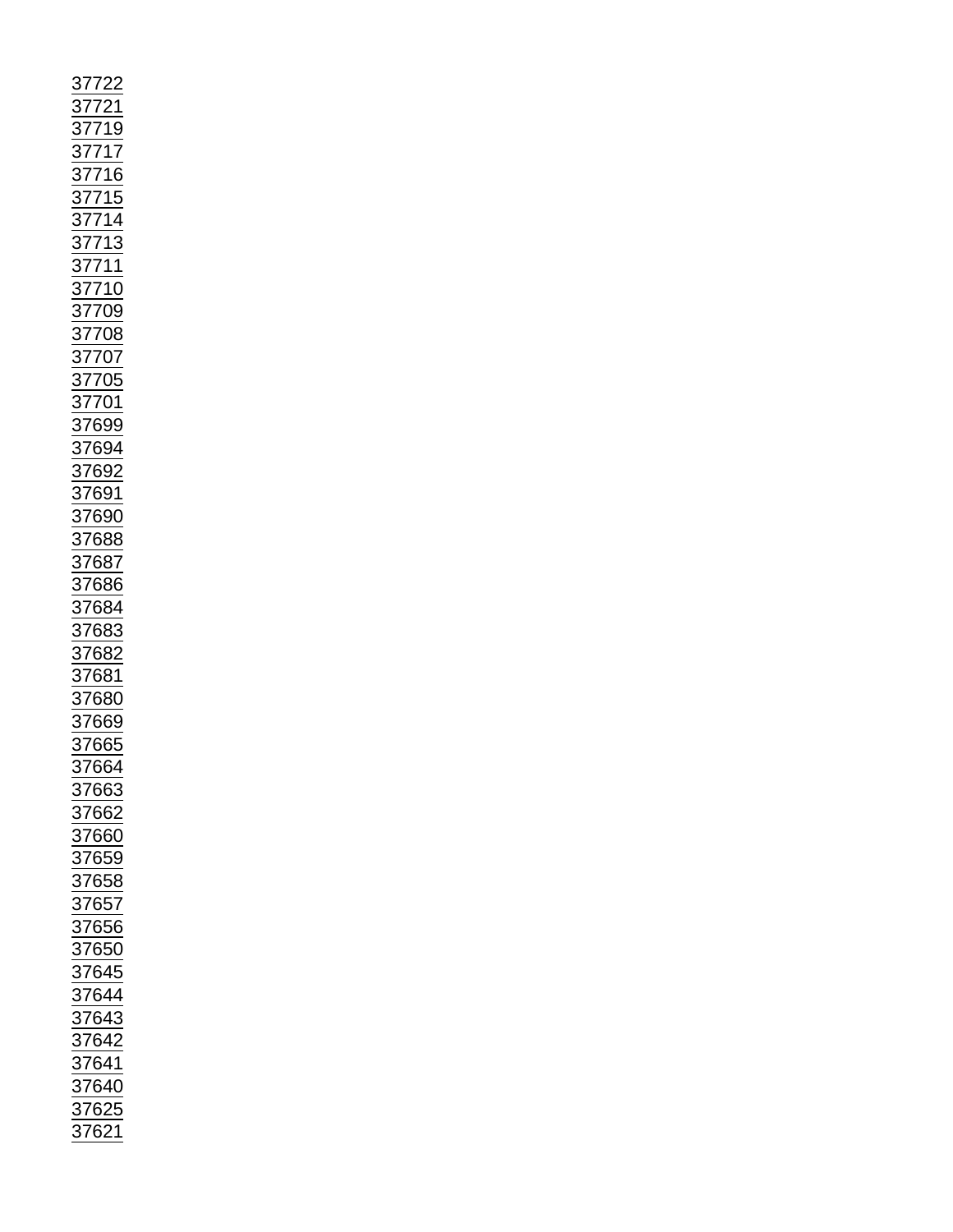37722
37721
37719
37717
37716
37715
37714
37713
37711
37710
37709
37708
37707
37705
37701
37699
37694
37692
37691
37690
37688
37687
37686
37684
37683
37682
37681
37680
37669
37665
37664
37663
37662
37660
37659
37658
37657
37656
37650
37645
37644
37643
37642
37641
37640
37625
37621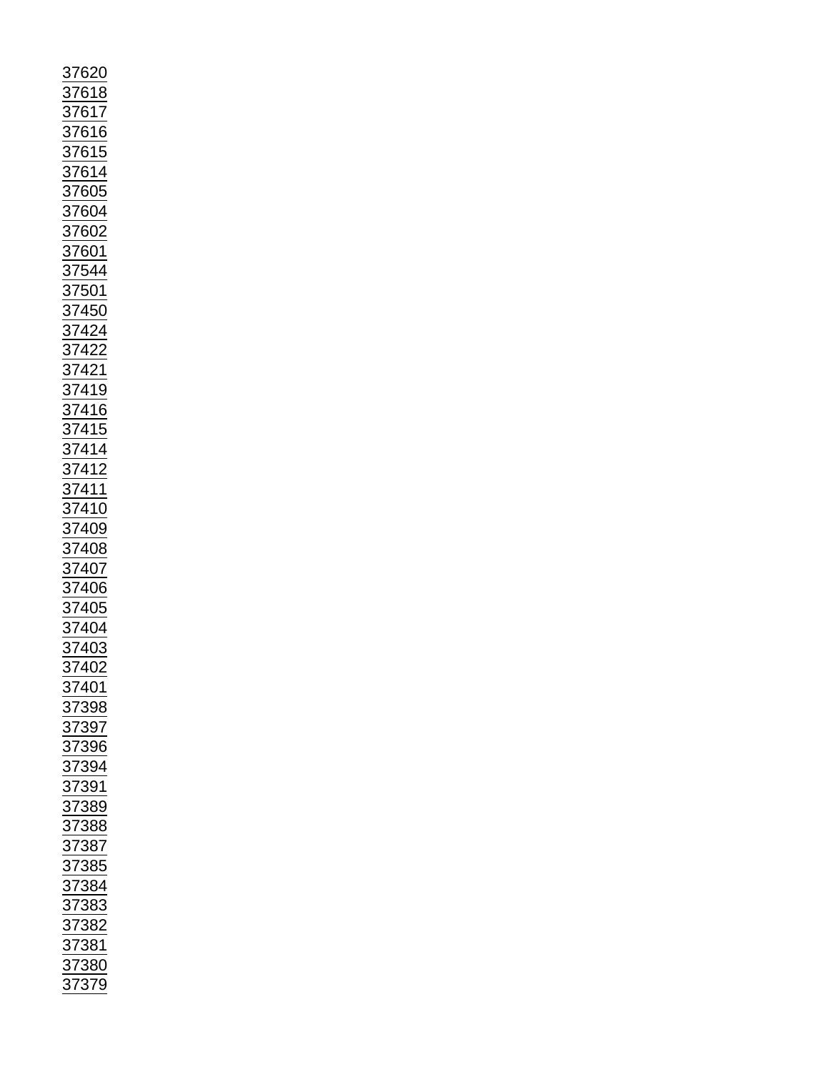37620
37618
37617
37616
37615
37614
37605
37604
37602
37601
37544
37501
37450
37424
37422
37421
37419
37416
37415
37414
37412
37411
37410
37409
37408
37407
37406
37405
37404
37403
37402
37401
37398
37397
37396
37394
37391
37389
37388
37387
37385
37384
37383
37382
37381
37380
37379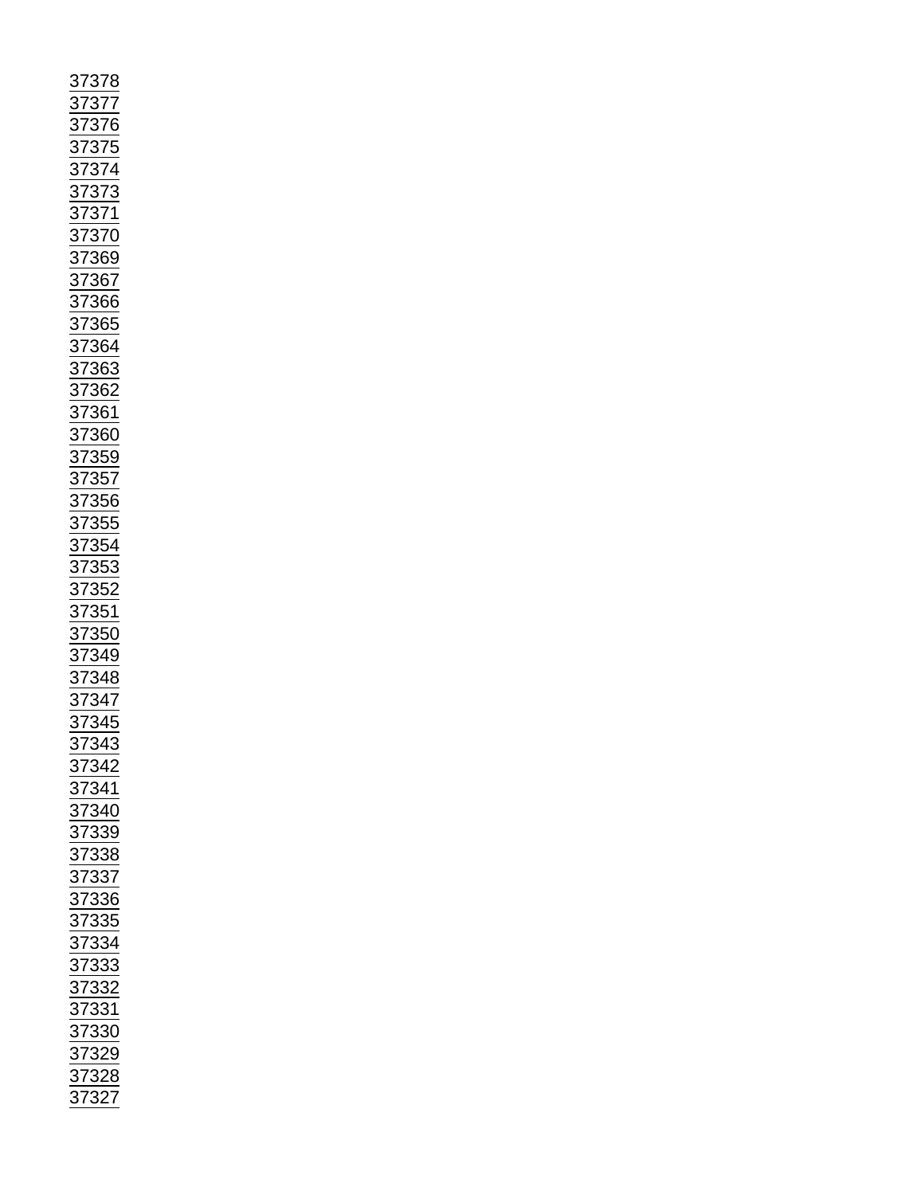37378
37377
37376
37375
37374
37373
37371
37370
37369
37367
37366
37365
37364
37363
37362
37361
37360
37359
37357
37356
37355
37354
37353
37352
37351
37350
37349
37348
37347
37345
37343
37342
37341
37340
37339
37338
37337
37336
37335
37334
37333
37332
37331
37330
37329
37328
37327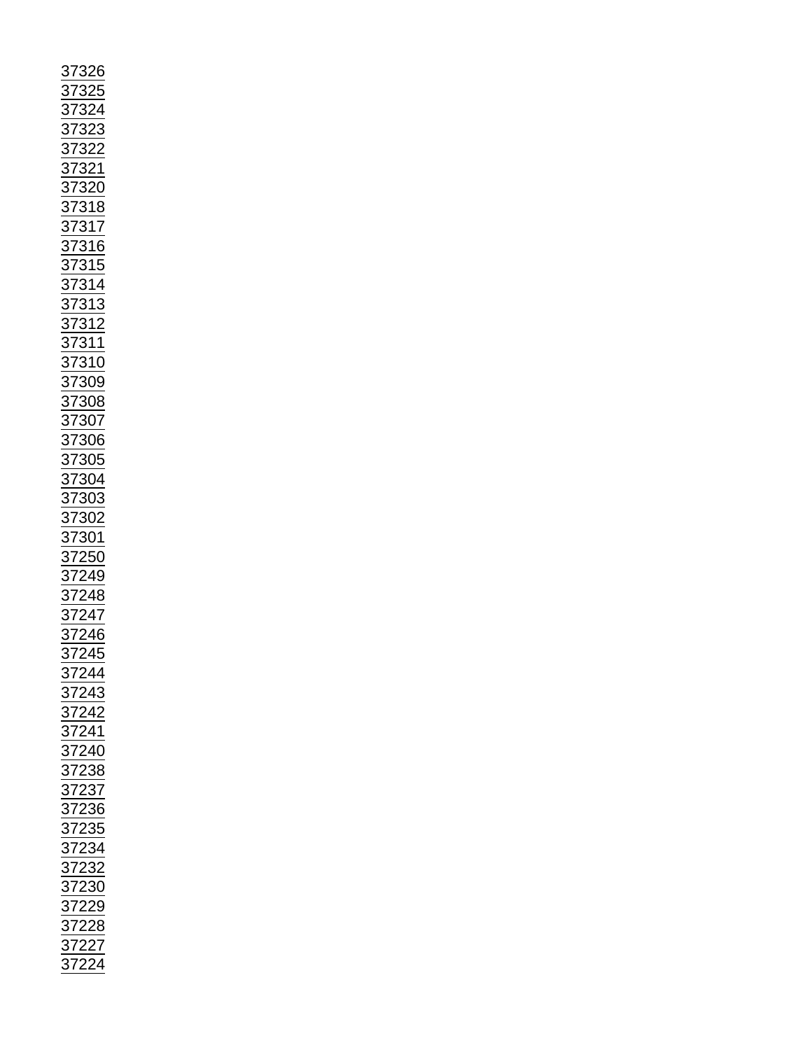37326
37325
37324
37323
37322
37321
37320
37318
37317
37316
37315
37314
37313
37312
37311
37310
37309
37308
37307
37306
37305
37304
37303
37302
37301
37250
37249
37248
37247
37246
37245
37244
37243
37242
37241
37240
37238
37237
37236
37235
37234
37232
37230
37229
37228
37227
37224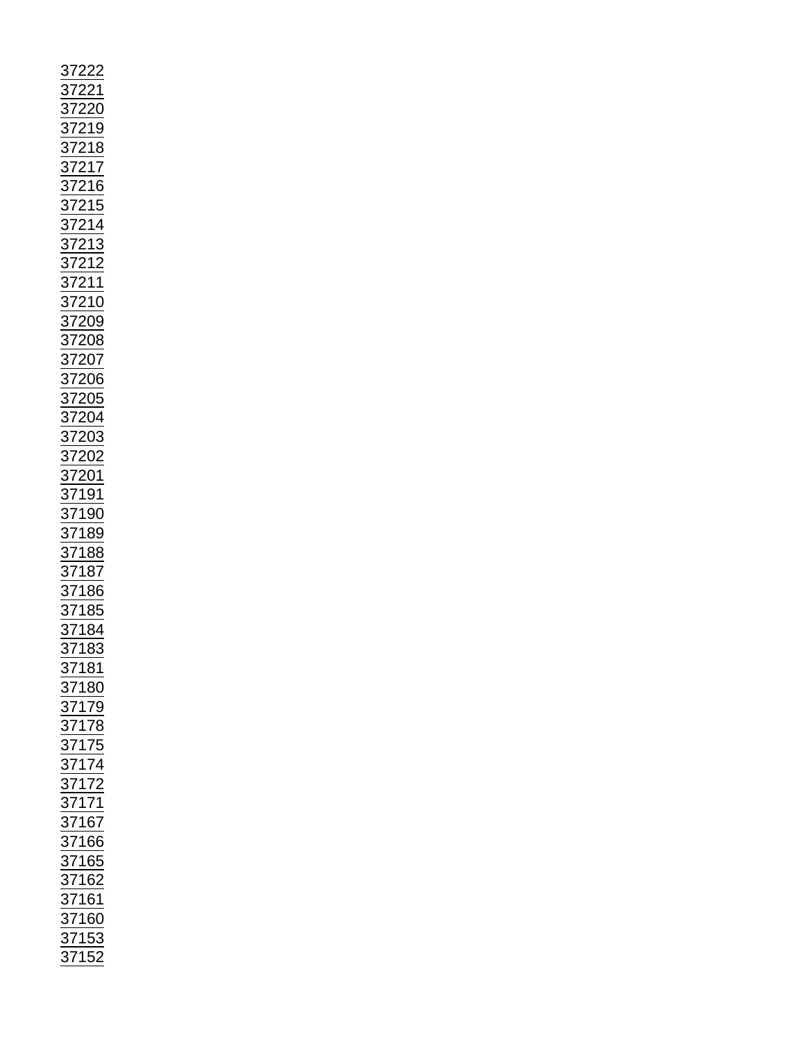37222
37221
37220
37219
37218
37217
37216
37215
37214
37213
37212
37211
37210
37209
37208
37207
37206
37205
37204
37203
37202
37201
37191
37190
37189
37188
37187
37186
37185
37184
37183
37181
37180
37179
37178
37175
37174
37172
37171
37167
37166
37165
37162
37161
37160
37153
37152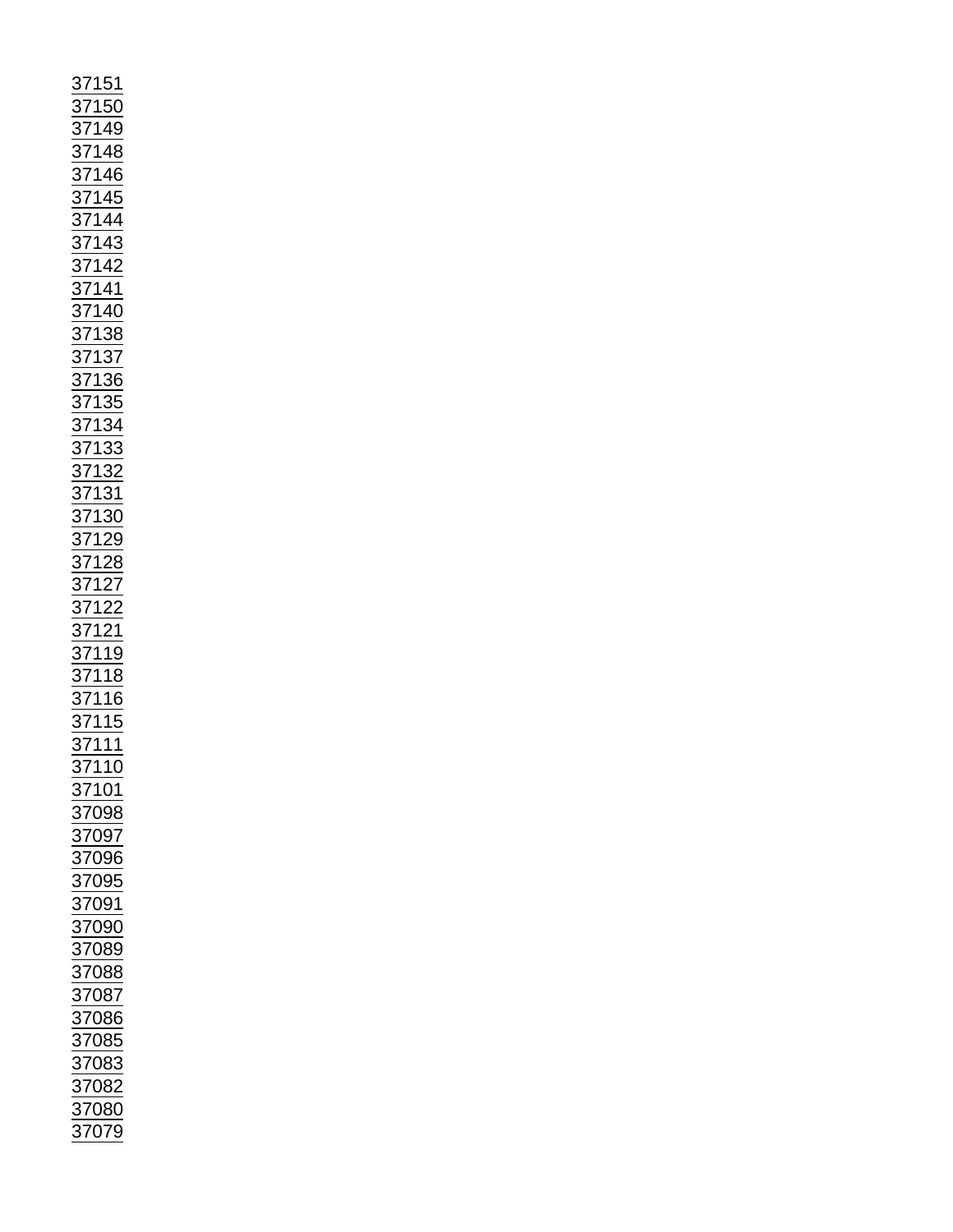37151
37150
37149
37148
37146
37145
37144
37143
37142
37141
37140
37138
37137
37136
37135
37134
37133
37132
37131
37130
37129
37128
37127
37122
37121
37119
37118
37116
37115
37111
37110
37101
37098
37097
37096
37095
37091
37090
37089
37088
37087
37086
37085
37083
37082
37080
37079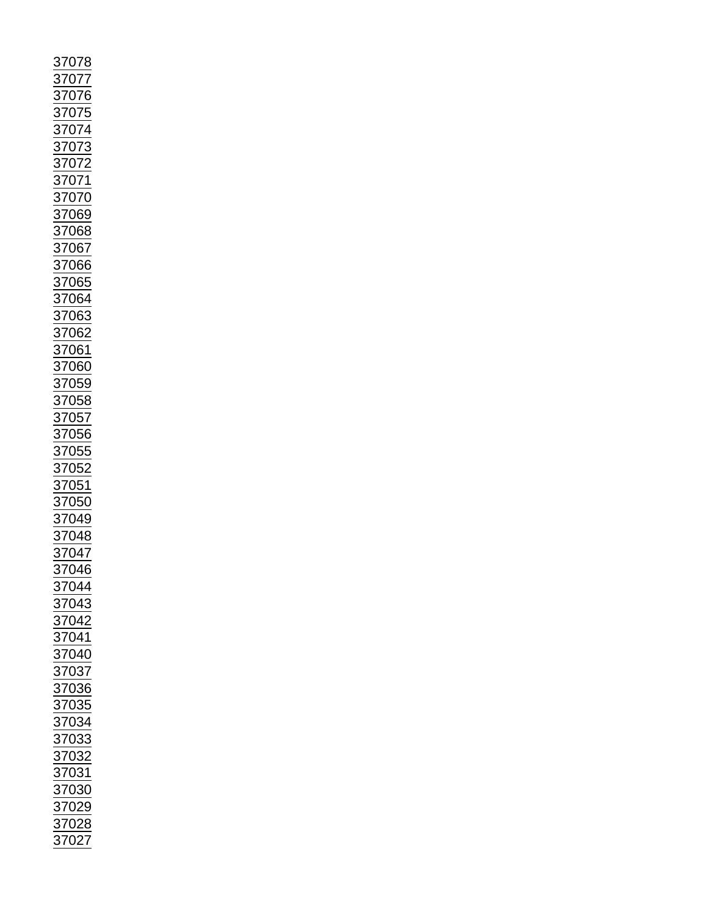37078
37077
37076
37075
37074
37073
37072
37071
37070
37069
37068
37067
37066
37065
37064
37063
37062
37061
37060
37059
37058
37057
37056
37055
37052
37051
37050
37049
37048
37047
37046
37044
37043
37042
37041
37040
37037
37036
37035
37034
37033
37032
37031
37030
37029
37028
37027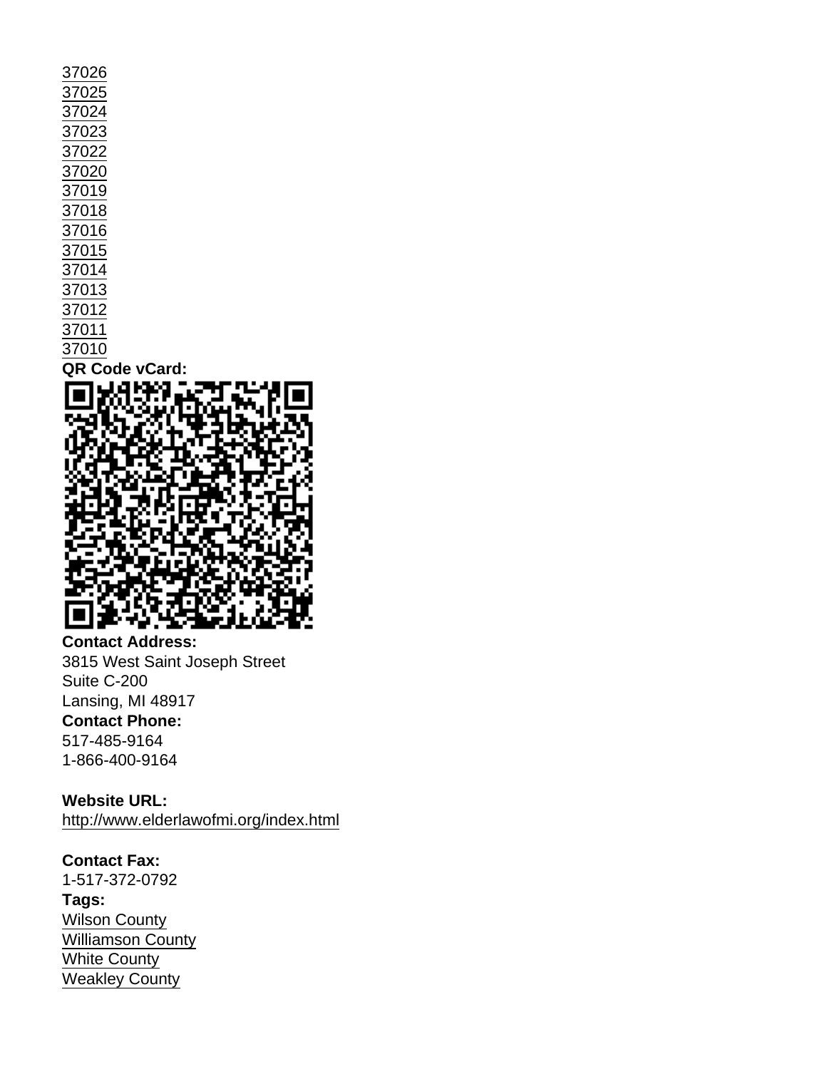37026
37025
37024
37023
37022
37020
37019
37018
37016
37015
37014
37013
37012
37011
37010

**QR Code vCard:**

**Contact Address:**
3815 West Saint Joseph Street
Suite C-200
Lansing, MI 48917

**Contact Phone:**
517-485-9164
1-866-400-9164

**Website URL:**
http://www.elderlawofmi.org/index.html

**Contact Fax:**
1-517-372-0792

**Tags:**
Wilson County
Williamson County
White County
Weakley County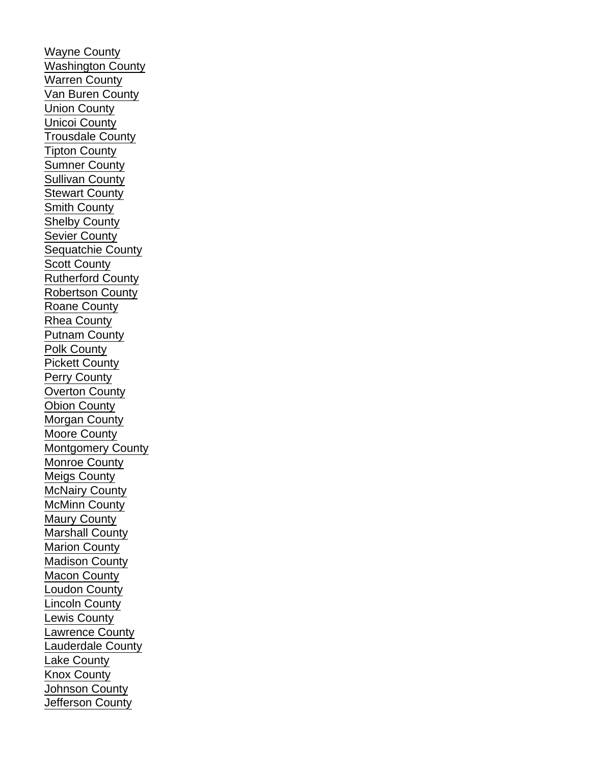Wayne County
Washington County
Warren County
Van Buren County
Union County
Unicoi County
Trousdale County
Tipton County
Sumner County
Sullivan County
Stewart County
Smith County
Shelby County
Sevier County
Sequatchie County
Scott County
Rutherford County
Robertson County
Roane County
Rhea County
Putnam County
Polk County
Pickett County
Perry County
Overton County
Obion County
Morgan County
Moore County
Montgomery County
Monroe County
Meigs County
McNairy County
McMinn County
Maury County
Marshall County
Marion County
Madison County
Macon County
Loudon County
Lincoln County
Lewis County
Lawrence County
Lauderdale County
Lake County
Knox County
Johnson County
Jefferson County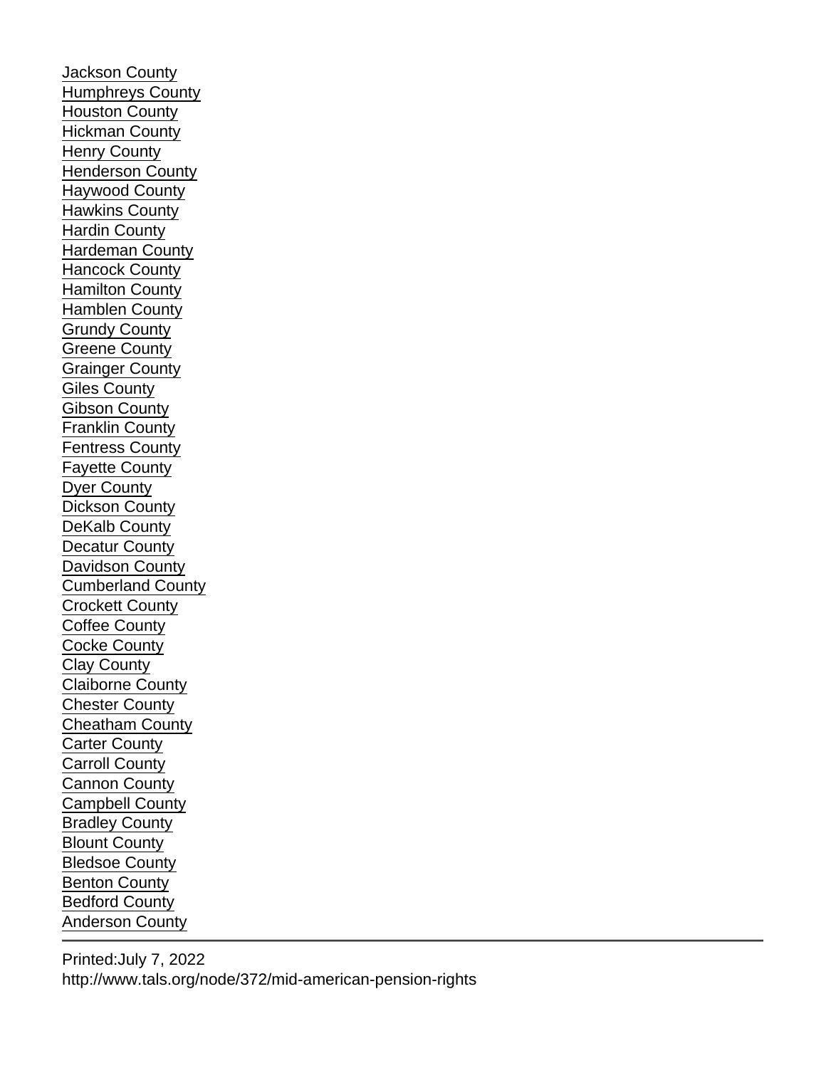Jackson County
Humphreys County
Houston County
Hickman County
Henry County
Henderson County
Haywood County
Hawkins County
Hardin County
Hardeman County
Hancock County
Hamilton County
Hamblen County
Grundy County
Greene County
Grainger County
Giles County
Gibson County
Franklin County
Fentress County
Fayette County
Dyer County
Dickson County
DeKalb County
Decatur County
Davidson County
Cumberland County
Crockett County
Coffee County
Cocke County
Clay County
Claiborne County
Chester County
Cheatham County
Carter County
Carroll County
Cannon County
Campbell County
Bradley County
Blount County
Bledsoe County
Benton County
Bedford County
Anderson County

---

Printed:July 7, 2022
http://www.tals.org/node/372/mid-american-pension-rights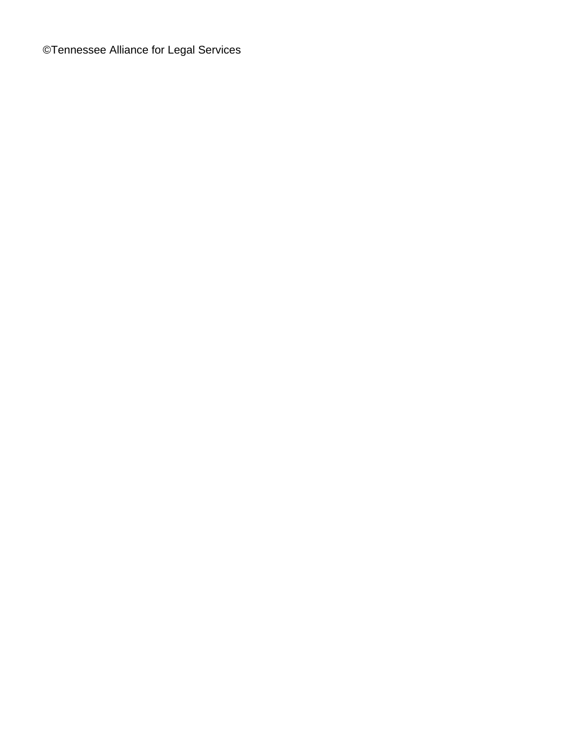©Tennessee Alliance for Legal Services